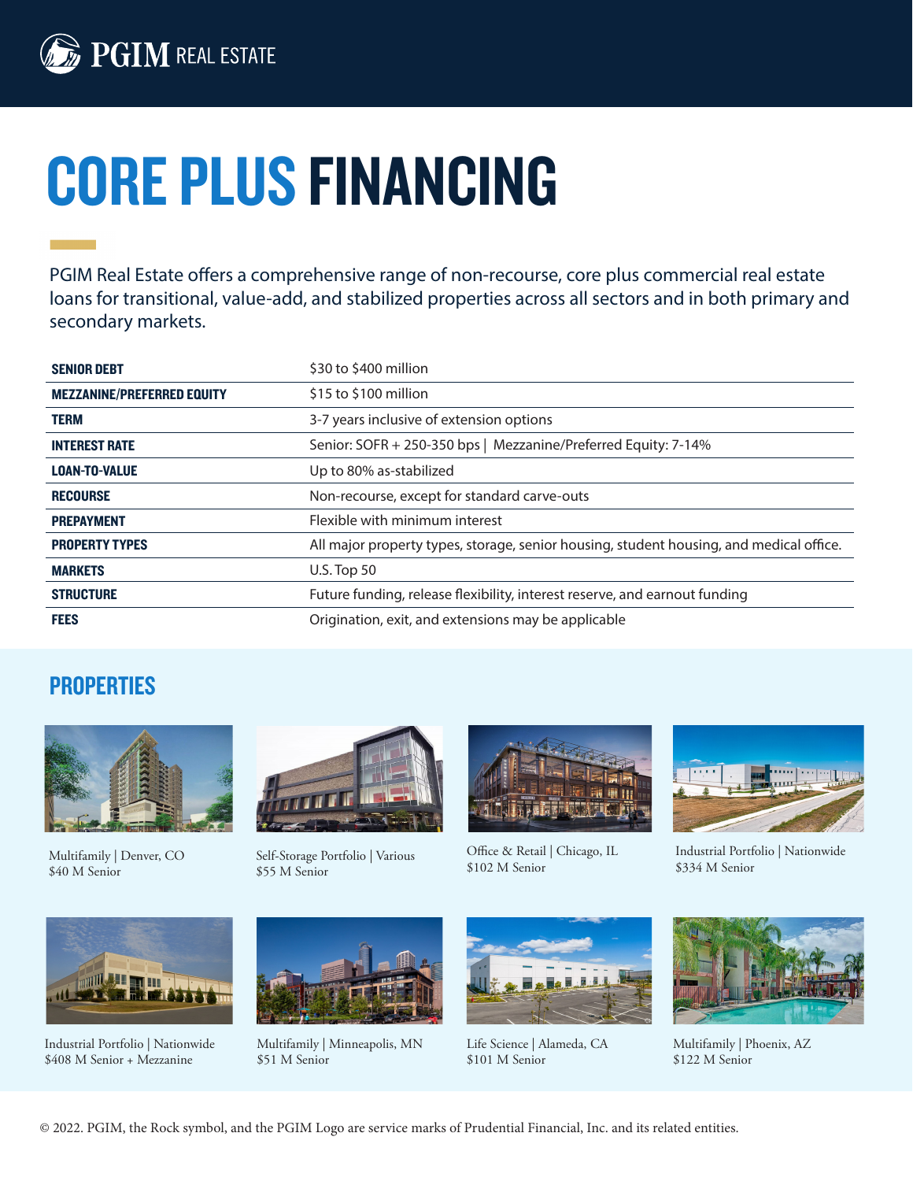PGIM REAL ESTATE

# CORE PLUS FINANCING

PGIM Real Estate offers a comprehensive range of non-recourse, core plus commercial real estate loans for transitional, value-add, and stabilized properties across all sectors and in both primary and secondary markets.

| | |
|---|---|
| **SENIOR DEBT** | $30 to $400 million |
| **MEZZANINE/PREFERRED EQUITY** | $15 to $100 million |
| **TERM** | 3-7 years inclusive of extension options |
| **INTEREST RATE** | Senior: SOFR + 250-350 bps \| Mezzanine/Preferred Equity: 7-14% |
| **LOAN-TO-VALUE** | Up to 80% as-stabilized |
| **RECOURSE** | Non-recourse, except for standard carve-outs |
| **PREPAYMENT** | Flexible with minimum interest |
| **PROPERTY TYPES** | All major property types, storage, senior housing, student housing, and medical office. |
| **MARKETS** | U.S. Top 50 |
| **STRUCTURE** | Future funding, release flexibility, interest reserve, and earnout funding |
| **FEES** | Origination, exit, and extensions may be applicable |

## PROPERTIES

Multifamily | Denver, CO
$40 M Senior

Self-Storage Portfolio | Various
$55 M Senior

Office & Retail | Chicago, IL
$102 M Senior

Industrial Portfolio | Nationwide
$334 M Senior

Industrial Portfolio | Nationwide
$408 M Senior + Mezzanine

Multifamily | Minneapolis, MN
$51 M Senior

Life Science | Alameda, CA
$101 M Senior

Multifamily | Phoenix, AZ
$122 M Senior

© 2022. PGIM, the Rock symbol, and the PGIM Logo are service marks of Prudential Financial, Inc. and its related entities.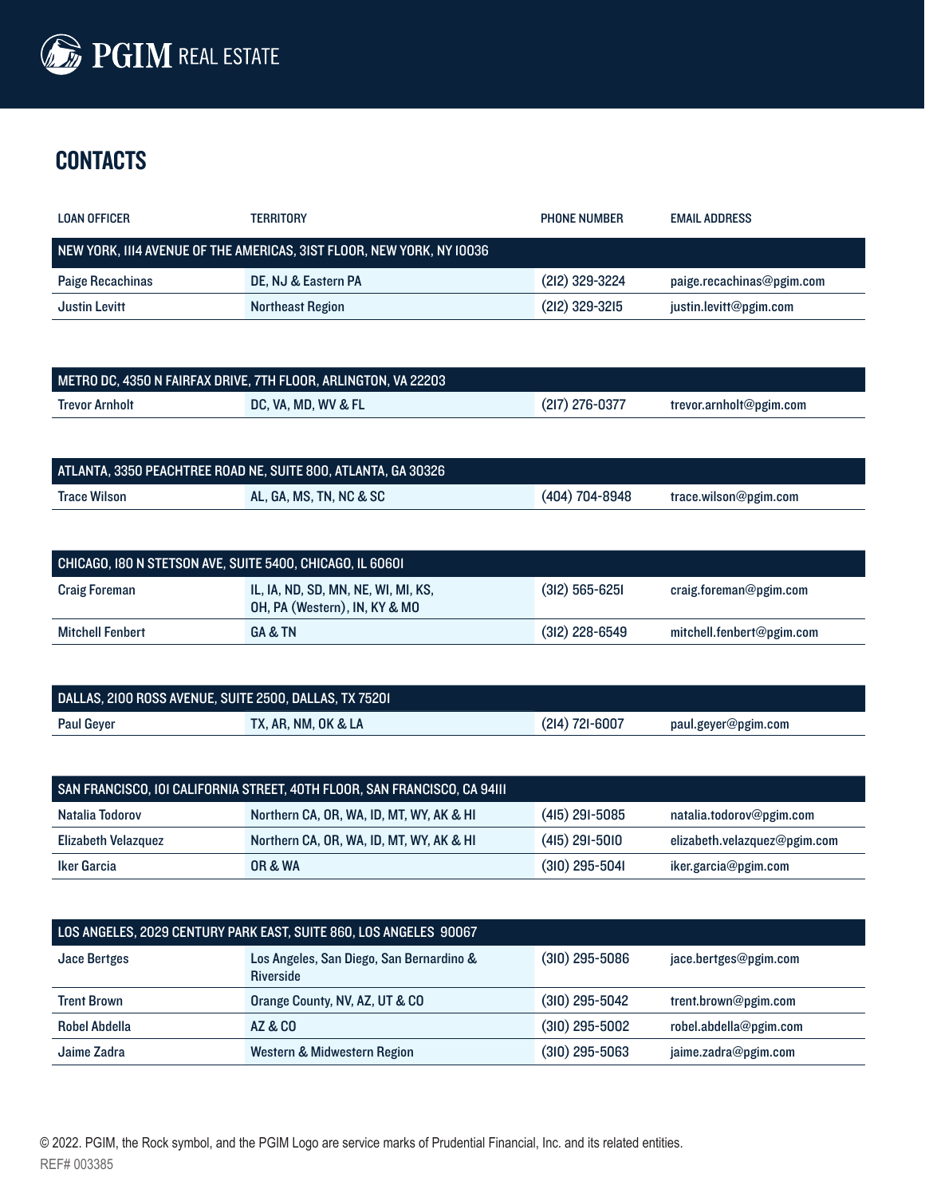PGIM REAL ESTATE

## CONTACTS

| LOAN OFFICER | TERRITORY | PHONE NUMBER | EMAIL ADDRESS |
|---|---|---|---|
| **NEW YORK, 1114 AVENUE OF THE AMERICAS, 31ST FLOOR, NEW YORK, NY 10036** | | | |
| Paige Recachinas | DE, NJ & Eastern PA | (212) 329-3224 | paige.recachinas@pgim.com |
| Justin Levitt | Northeast Region | (212) 329-3215 | justin.levitt@pgim.com |
| **METRO DC, 4350 N FAIRFAX DRIVE, 7TH FLOOR, ARLINGTON, VA 22203** | | | |
| Trevor Arnholt | DC, VA, MD, WV & FL | (217) 276-0377 | trevor.arnholt@pgim.com |
| **ATLANTA, 3350 PEACHTREE ROAD NE, SUITE 800, ATLANTA, GA 30326** | | | |
| Trace Wilson | AL, GA, MS, TN, NC & SC | (404) 704-8948 | trace.wilson@pgim.com |
| **CHICAGO, 180 N STETSON AVE, SUITE 5400, CHICAGO, IL 60601** | | | |
| Craig Foreman | IL, IA, ND, SD, MN, NE, WI, MI, KS, OH, PA (Western), IN, KY & MO | (312) 565-6251 | craig.foreman@pgim.com |
| Mitchell Fenbert | GA & TN | (312) 228-6549 | mitchell.fenbert@pgim.com |
| **DALLAS, 2100 ROSS AVENUE, SUITE 2500, DALLAS, TX 75201** | | | |
| Paul Geyer | TX, AR, NM, OK & LA | (214) 721-6007 | paul.geyer@pgim.com |
| **SAN FRANCISCO, 101 CALIFORNIA STREET, 40TH FLOOR, SAN FRANCISCO, CA 94111** | | | |
| Natalia Todorov | Northern CA, OR, WA, ID, MT, WY, AK & HI | (415) 291-5085 | natalia.todorov@pgim.com |
| Elizabeth Velazquez | Northern CA, OR, WA, ID, MT, WY, AK & HI | (415) 291-5010 | elizabeth.velazquez@pgim.com |
| Iker Garcia | OR & WA | (310) 295-5041 | iker.garcia@pgim.com |
| **LOS ANGELES, 2029 CENTURY PARK EAST, SUITE 860, LOS ANGELES 90067** | | | |
| Jace Bertges | Los Angeles, San Diego, San Bernardino & Riverside | (310) 295-5086 | jace.bertges@pgim.com |
| Trent Brown | Orange County, NV, AZ, UT & CO | (310) 295-5042 | trent.brown@pgim.com |
| Robel Abdella | AZ & CO | (310) 295-5002 | robel.abdella@pgim.com |
| Jaime Zadra | Western & Midwestern Region | (310) 295-5063 | jaime.zadra@pgim.com |

© 2022. PGIM, the Rock symbol, and the PGIM Logo are service marks of Prudential Financial, Inc. and its related entities.
REF# 003385